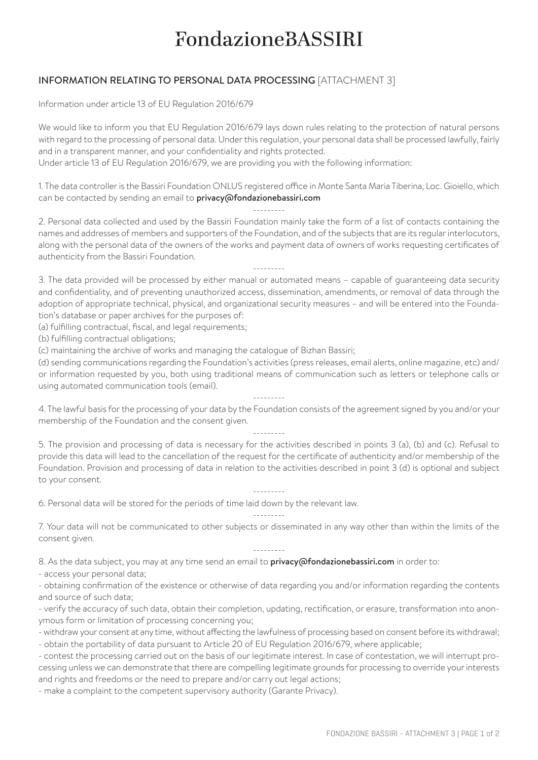# FondazioneBASSIRI

## INFORMATION RELATING TO PERSONAL DATA PROCESSING [ATTACHMENT 3]

Information under article 13 of EU Regulation 2016/679

We would like to inform you that EU Regulation 2016/679 lays down rules relating to the protection of natural persons with regard to the processing of personal data. Under this regulation, your personal data shall be processed lawfully, fairly and in a transparent manner, and your confidentiality and rights protected.
Under article 13 of EU Regulation 2016/679, we are providing you with the following information:

1. The data controller is the Bassiri Foundation ONLUS registered office in Monte Santa Maria Tiberina, Loc. Gioiello, which can be contacted by sending an email to **privacy@fondazionebassiri.com**

---------

2. Personal data collected and used by the Bassiri Foundation mainly take the form of a list of contacts containing the names and addresses of members and supporters of the Foundation, and of the subjects that are its regular interlocutors, along with the personal data of the owners of the works and payment data of owners of works requesting certificates of authenticity from the Bassiri Foundation.

---------

3. The data provided will be processed by either manual or automated means – capable of guaranteeing data security and confidentiality, and of preventing unauthorized access, dissemination, amendments, or removal of data through the adoption of appropriate technical, physical, and organizational security measures – and will be entered into the Foundation's database or paper archives for the purposes of:
(a) fulfilling contractual, fiscal, and legal requirements;
(b) fulfilling contractual obligations;
(c) maintaining the archive of works and managing the catalogue of Bizhan Bassiri;
(d) sending communications regarding the Foundation's activities (press releases, email alerts, online magazine, etc) and/or information requested by you, both using traditional means of communication such as letters or telephone calls or using automated communication tools (email).

---------

4. The lawful basis for the processing of your data by the Foundation consists of the agreement signed by you and/or your membership of the Foundation and the consent given.

---------

5. The provision and processing of data is necessary for the activities described in points 3 (a), (b) and (c). Refusal to provide this data will lead to the cancellation of the request for the certificate of authenticity and/or membership of the Foundation. Provision and processing of data in relation to the activities described in point 3 (d) is optional and subject to your consent.

---------

6. Personal data will be stored for the periods of time laid down by the relevant law.

---------

7. Your data will not be communicated to other subjects or disseminated in any way other than within the limits of the consent given.

---------

8. As the data subject, you may at any time send an email to **privacy@fondazionebassiri.com** in order to:
- access your personal data;
- obtaining confirmation of the existence or otherwise of data regarding you and/or information regarding the contents and source of such data;
- verify the accuracy of such data, obtain their completion, updating, rectification, or erasure, transformation into anonymous form or limitation of processing concerning you;
- withdraw your consent at any time, without affecting the lawfulness of processing based on consent before its withdrawal;
- obtain the portability of data pursuant to Article 20 of EU Regulation 2016/679, where applicable;
- contest the processing carried out on the basis of our legitimate interest. In case of contestation, we will interrupt processing unless we can demonstrate that there are compelling legitimate grounds for processing to override your interests and rights and freedoms or the need to prepare and/or carry out legal actions;
- make a complaint to the competent supervisory authority (Garante Privacy).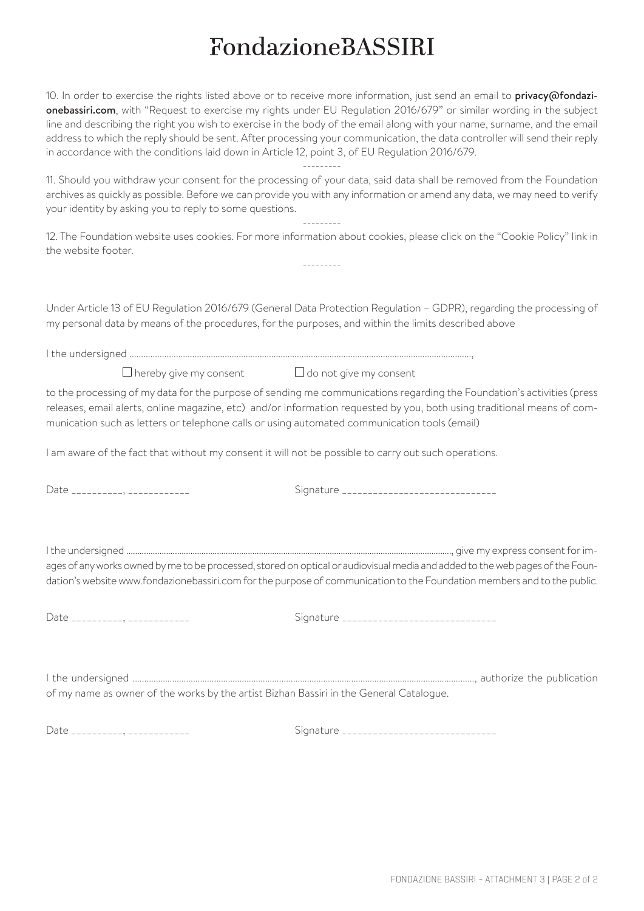# FondazioneBASSIRI

10. In order to exercise the rights listed above or to receive more information, just send an email to **privacy@fondazionebassiri.com**, with "Request to exercise my rights under EU Regulation 2016/679" or similar wording in the subject line and describing the right you wish to exercise in the body of the email along with your name, surname, and the email address to which the reply should be sent. After processing your communication, the data controller will send their reply in accordance with the conditions laid down in Article 12, point 3, of EU Regulation 2016/679.

---------

11. Should you withdraw your consent for the processing of your data, said data shall be removed from the Foundation archives as quickly as possible. Before we can provide you with any information or amend any data, we may need to verify your identity by asking you to reply to some questions.

---------

12. The Foundation website uses cookies. For more information about cookies, please click on the "Cookie Policy" link in the website footer.

---------

Under Article 13 of EU Regulation 2016/679 (General Data Protection Regulation – GDPR), regarding the processing of my personal data by means of the procedures, for the purposes, and within the limits described above

I the undersigned ..............................................................................................................................................,

☐ hereby give my consent ☐ do not give my consent

to the processing of my data for the purpose of sending me communications regarding the Foundation's activities (press releases, email alerts, online magazine, etc) and/or information requested by you, both using traditional means of communication such as letters or telephone calls or using automated communication tools (email)

I am aware of the fact that without my consent it will not be possible to carry out such operations.

Date __________, ____________ Signature ______________________________

I the undersigned ..............................................................................................................................................., give my express consent for images of any works owned by me to be processed, stored on optical or audiovisual media and added to the web pages of the Foundation's website www.fondazionebassiri.com for the purpose of communication to the Foundation members and to the public.

Date __________, ____________ Signature ______________________________

I the undersigned ..............................................................................................................................................., authorize the publication of my name as owner of the works by the artist Bizhan Bassiri in the General Catalogue.

Date __________, ____________ Signature ______________________________